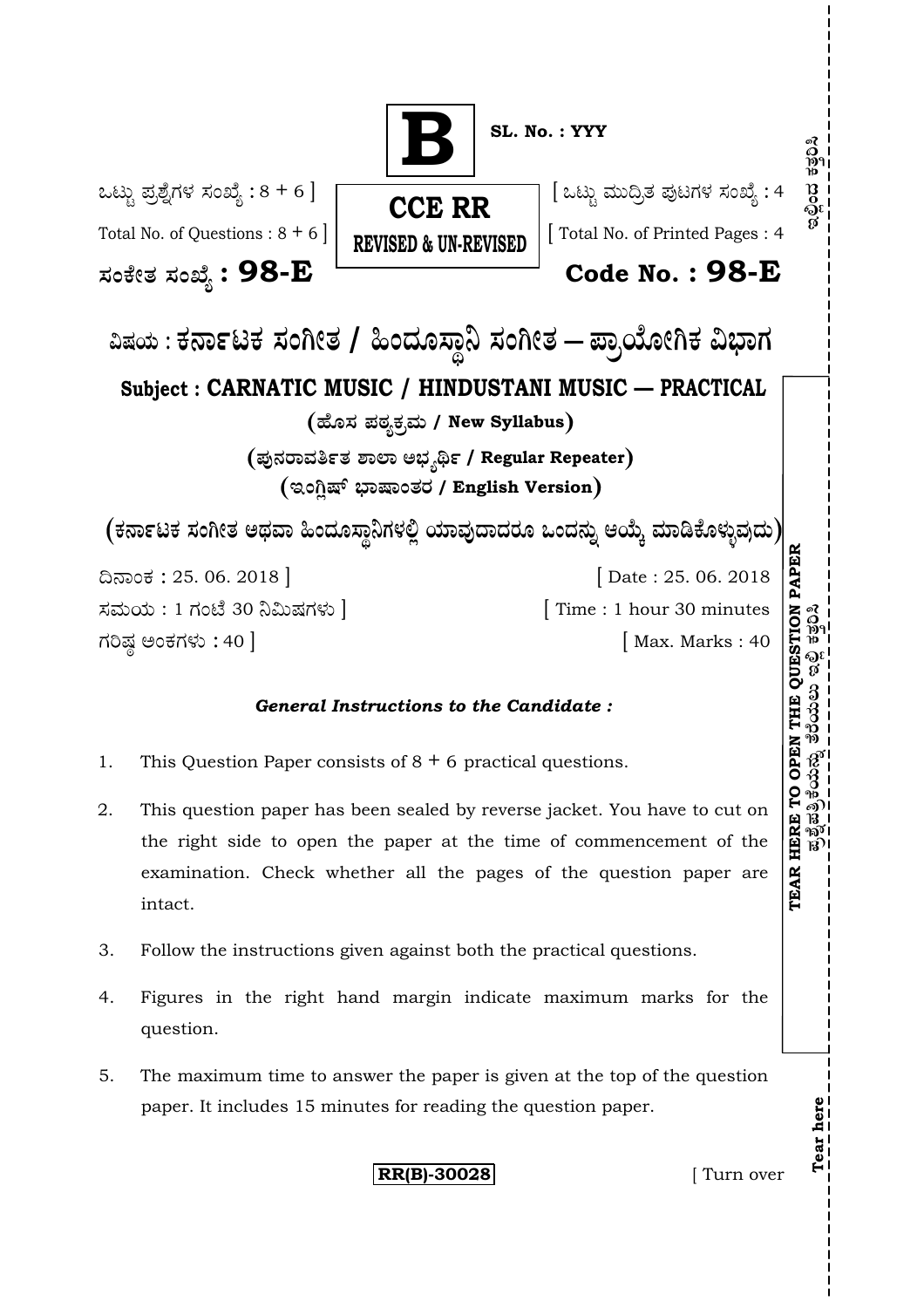**B**

**SL. No. : YYY**

ಒಟ್ಟು ಪ್ರಶ್ನೆಗಳ ಸಂಖ್ಯೆ : 8 + 6 ]
Total No. of Questions : 8 + 6 ]

**CCE RR**
**REVISED & UN-REVISED**

[ ಒಟ್ಟು ಮುದ್ರಿತ ಪುಟಗಳ ಸಂಖ್ಯೆ : 4
[ Total No. of Printed Pages : 4

**ಸಂಕೇತ ಸಂಖ್ಯೆ : 98-E** **Code No. : 98-E**

# ವಿಷಯ : ಕರ್ನಾಟಕ ಸಂಗೀತ / ಹಿಂದೂಸ್ಥಾನಿ ಸಂಗೀತ — ಪ್ರಾಯೋಗಿಕ ವಿಭಾಗ

## Subject : CARNATIC MUSIC / HINDUSTANI MUSIC — PRACTICAL

**(ಹೊಸ ಪಠ್ಯಕ್ರಮ / New Syllabus)**

**(ಪುನರಾವರ್ತಿತ ಶಾಲಾ ಅಭ್ಯರ್ಥಿ / Regular Repeater)**

**(ಇಂಗ್ಲಿಷ್ ಭಾಷಾಂತರ / English Version)**

**(ಕರ್ನಾಟಕ ಸಂಗೀತ ಅಥವಾ ಹಿಂದೂಸ್ಥಾನಿಗಳಲ್ಲಿ ಯಾವುದಾದರೂ ಒಂದನ್ನು ಆಯ್ಕೆ ಮಾಡಿಕೊಳ್ಳುವುದು)**

ದಿನಾಂಕ : 25. 06. 2018 ] [ Date : 25. 06. 2018

ಸಮಯ : 1 ಗಂಟೆ 30 ನಿಮಿಷಗಳು ] [ Time : 1 hour 30 minutes

ಗರಿಷ್ಠ ಅಂಕಗಳು : 40 ] [ Max. Marks : 40

***General Instructions to the Candidate :***

1. This Question Paper consists of 8 + 6 practical questions.

2. This question paper has been sealed by reverse jacket. You have to cut on the right side to open the paper at the time of commencement of the examination. Check whether all the pages of the question paper are intact.

3. Follow the instructions given against both the practical questions.

4. Figures in the right hand margin indicate maximum marks for the question.

5. The maximum time to answer the paper is given at the top of the question paper. It includes 15 minutes for reading the question paper.

**RR(B)-30028** [ Turn over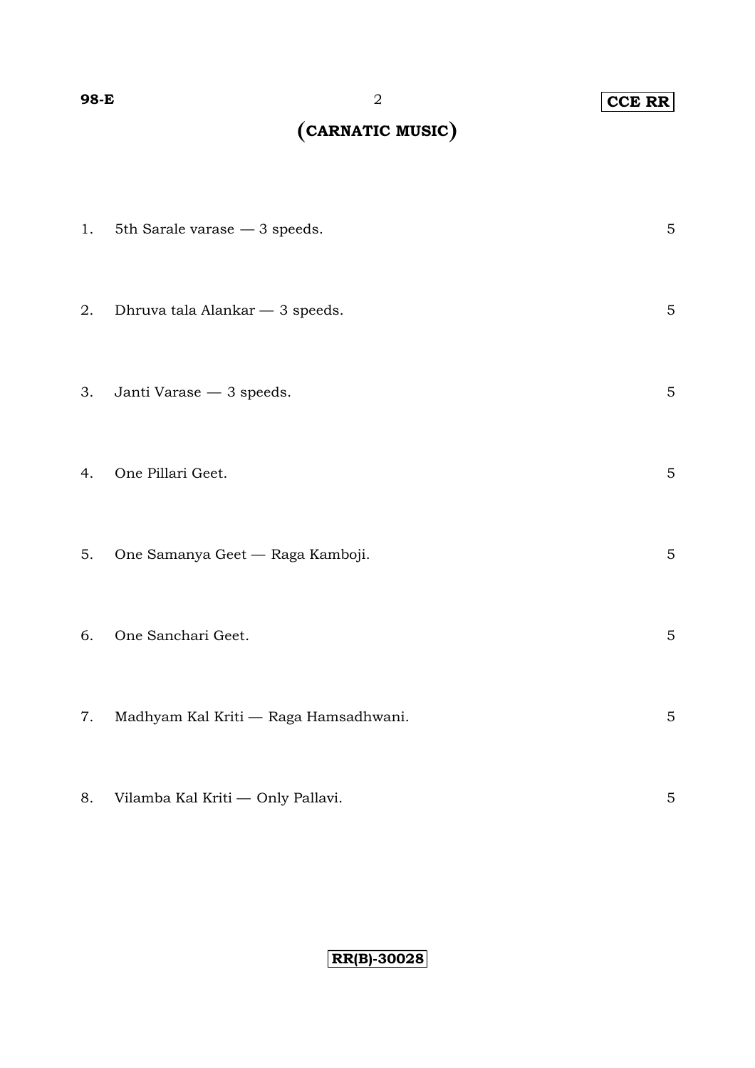# (CARNATIC MUSIC)

1. 5th Sarale varase — 3 speeds. 5

2. Dhruva tala Alankar — 3 speeds. 5

3. Janti Varase — 3 speeds. 5

4. One Pillari Geet. 5

5. One Samanya Geet — Raga Kamboji. 5

6. One Sanchari Geet. 5

7. Madhyam Kal Kriti — Raga Hamsadhwani. 5

8. Vilamba Kal Kriti — Only Pallavi. 5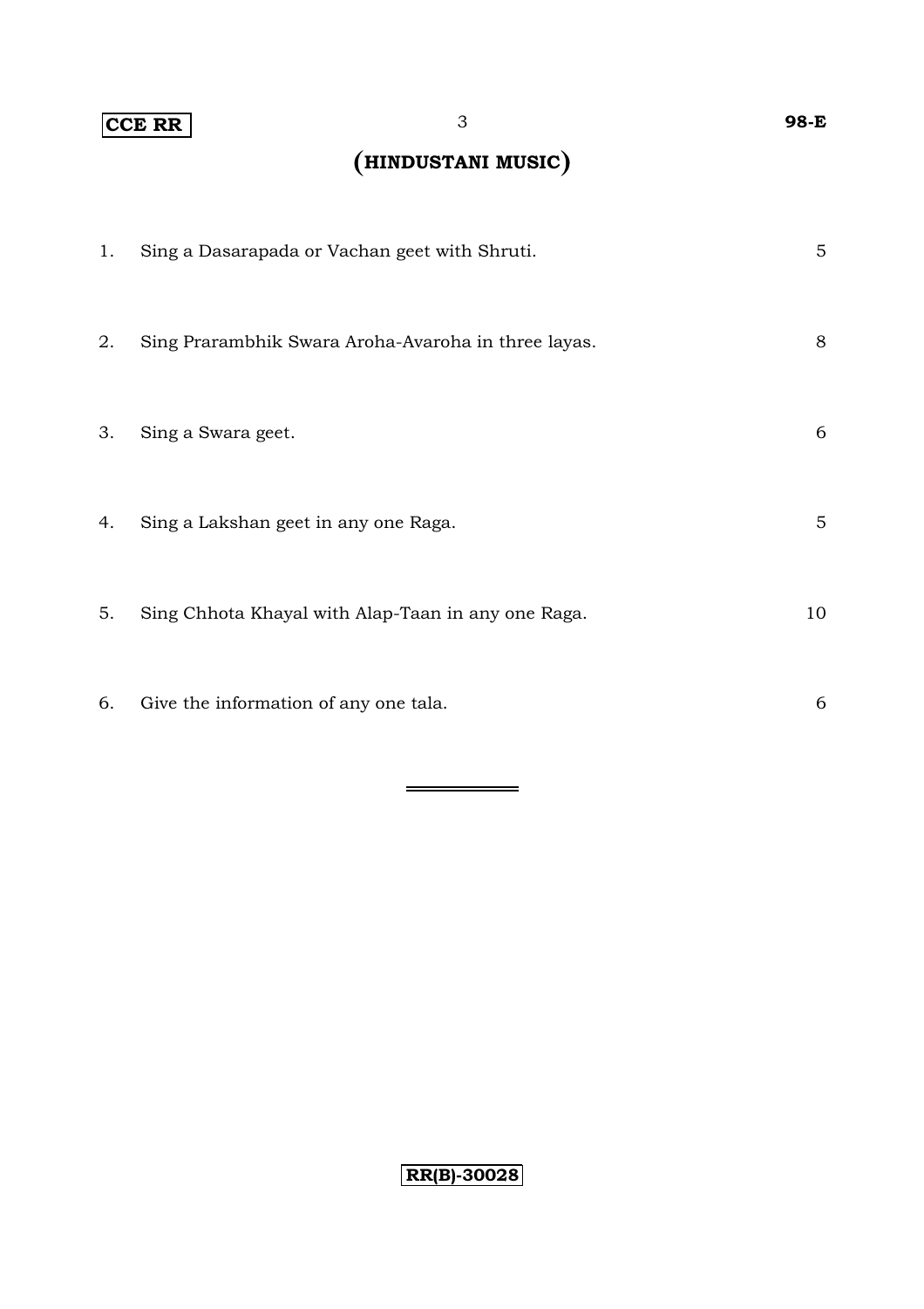# (HINDUSTANI MUSIC)

| | | |
|---|---|---|
| 1. | Sing a Dasarapada or Vachan geet with Shruti. | 5 |
| 2. | Sing Prarambhik Swara Aroha-Avaroha in three layas. | 8 |
| 3. | Sing a Swara geet. | 6 |
| 4. | Sing a Lakshan geet in any one Raga. | 5 |
| 5. | Sing Chhota Khayal with Alap-Taan in any one Raga. | 10 |
| 6. | Give the information of any one tala. | 6 |